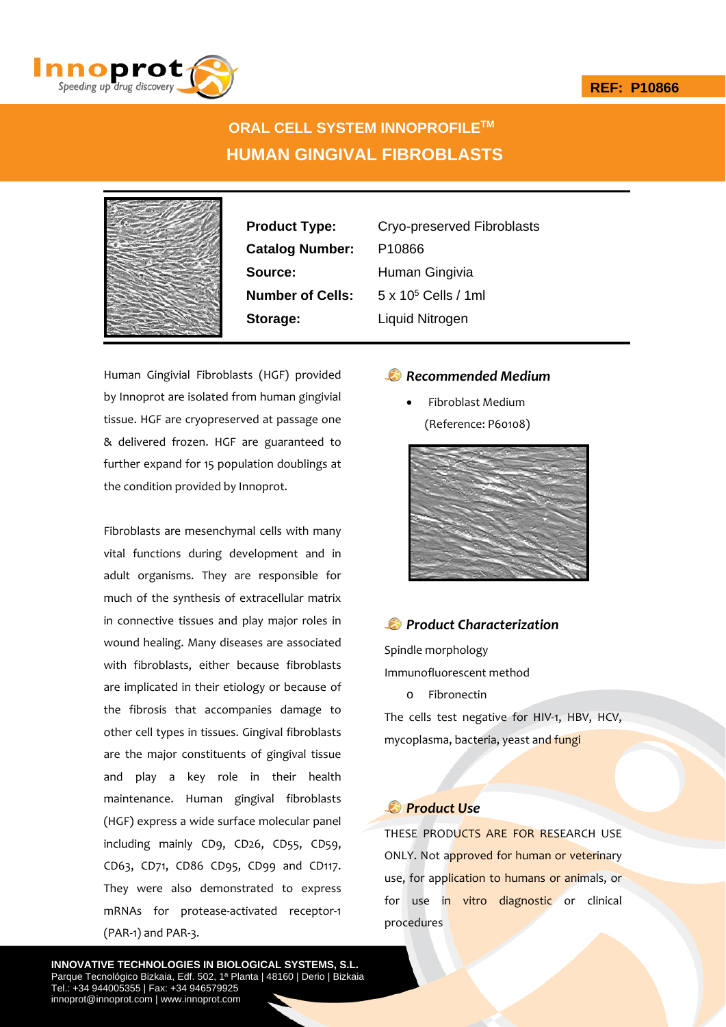**REF: P10866**

# ORAL CELL SYSTEM INNOPROFILE™
# HUMAN GINGIVAL FIBROBLASTS

| | |
|---|---|
| **Product Type:** | Cryo-preserved Fibroblasts |
| **Catalog Number:** | P10866 |
| **Source:** | Human Gingivia |
| **Number of Cells:** | 5 x $10^5$ Cells / 1ml |
| **Storage:** | Liquid Nitrogen |

Human Gingivial Fibroblasts (HGF) provided by Innoprot are isolated from human gingivial tissue. HGF are cryopreserved at passage one & delivered frozen. HGF are guaranteed to further expand for 15 population doublings at the condition provided by Innoprot.

Fibroblasts are mesenchymal cells with many vital functions during development and in adult organisms. They are responsible for much of the synthesis of extracellular matrix in connective tissues and play major roles in wound healing. Many diseases are associated with fibroblasts, either because fibroblasts are implicated in their etiology or because of the fibrosis that accompanies damage to other cell types in tissues. Gingival fibroblasts are the major constituents of gingival tissue and play a key role in their health maintenance. Human gingival fibroblasts (HGF) express a wide surface molecular panel including mainly CD9, CD26, CD55, CD59, CD63, CD71, CD86 CD95, CD99 and CD117. They were also demonstrated to express mRNAs for protease-activated receptor-1 (PAR-1) and PAR-3.

## *Recommended Medium*

- Fibroblast Medium (Reference: P60108)

## *Product Characterization*

Spindle morphology

Immunofluorescent method

- Fibronectin

The cells test negative for HIV-1, HBV, HCV, mycoplasma, bacteria, yeast and fungi

## *Product Use*

THESE PRODUCTS ARE FOR RESEARCH USE ONLY. Not approved for human or veterinary use, for application to humans or animals, or for use in vitro diagnostic or clinical procedures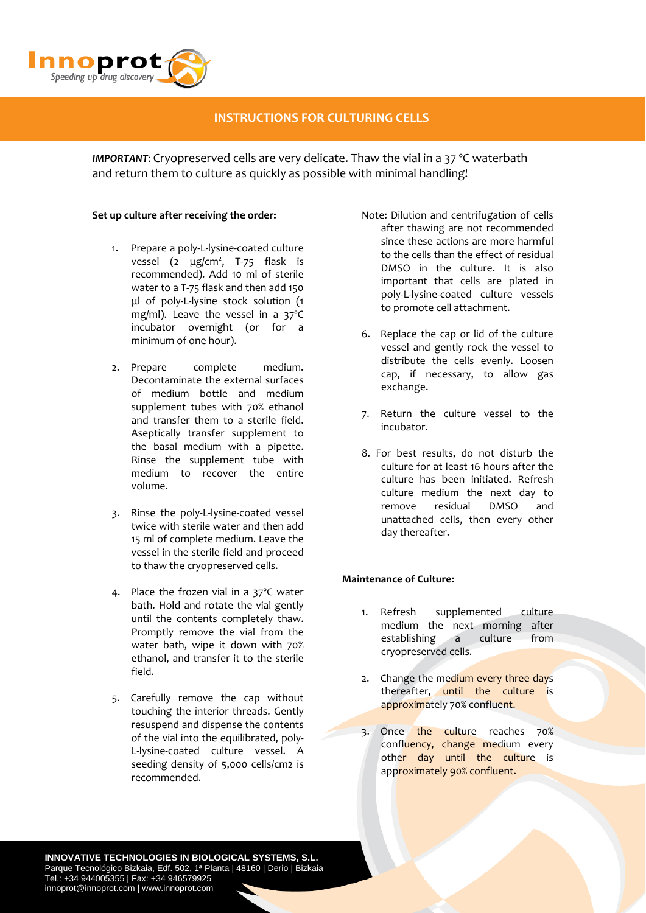## INSTRUCTIONS FOR CULTURING CELLS

***IMPORTANT***: Cryopreserved cells are very delicate. Thaw the vial in a 37 °C waterbath and return them to culture as quickly as possible with minimal handling!

**Set up culture after receiving the order:**

1. Prepare a poly-L-lysine-coated culture vessel (2 μg/cm², T-75 flask is recommended). Add 10 ml of sterile water to a T-75 flask and then add 150 μl of poly-L-lysine stock solution (1 mg/ml). Leave the vessel in a 37ºC incubator overnight (or for a minimum of one hour).

2. Prepare complete medium. Decontaminate the external surfaces of medium bottle and medium supplement tubes with 70% ethanol and transfer them to a sterile field. Aseptically transfer supplement to the basal medium with a pipette. Rinse the supplement tube with medium to recover the entire volume.

3. Rinse the poly-L-lysine-coated vessel twice with sterile water and then add 15 ml of complete medium. Leave the vessel in the sterile field and proceed to thaw the cryopreserved cells.

4. Place the frozen vial in a 37ºC water bath. Hold and rotate the vial gently until the contents completely thaw. Promptly remove the vial from the water bath, wipe it down with 70% ethanol, and transfer it to the sterile field.

5. Carefully remove the cap without touching the interior threads. Gently resuspend and dispense the contents of the vial into the equilibrated, poly-L-lysine-coated culture vessel. A seeding density of 5,000 cells/cm2 is recommended.

Note: Dilution and centrifugation of cells after thawing are not recommended since these actions are more harmful to the cells than the effect of residual DMSO in the culture. It is also important that cells are plated in poly-L-lysine-coated culture vessels to promote cell attachment.

6. Replace the cap or lid of the culture vessel and gently rock the vessel to distribute the cells evenly. Loosen cap, if necessary, to allow gas exchange.

7. Return the culture vessel to the incubator.

8. For best results, do not disturb the culture for at least 16 hours after the culture has been initiated. Refresh culture medium the next day to remove residual DMSO and unattached cells, then every other day thereafter.

**Maintenance of Culture:**

1. Refresh supplemented culture medium the next morning after establishing a culture from cryopreserved cells.

2. Change the medium every three days thereafter, until the culture is approximately 70% confluent.

3. Once the culture reaches 70% confluency, change medium every other day until the culture is approximately 90% confluent.

**INNOVATIVE TECHNOLOGIES IN BIOLOGICAL SYSTEMS, S.L.**
Parque Tecnológico Bizkaia, Edf. 502, 1ª Planta | 48160 | Derio | Bizkaia
Tel.: +34 944005355 | Fax: +34 946579925
innoprot@innoprot.com | www.innoprot.com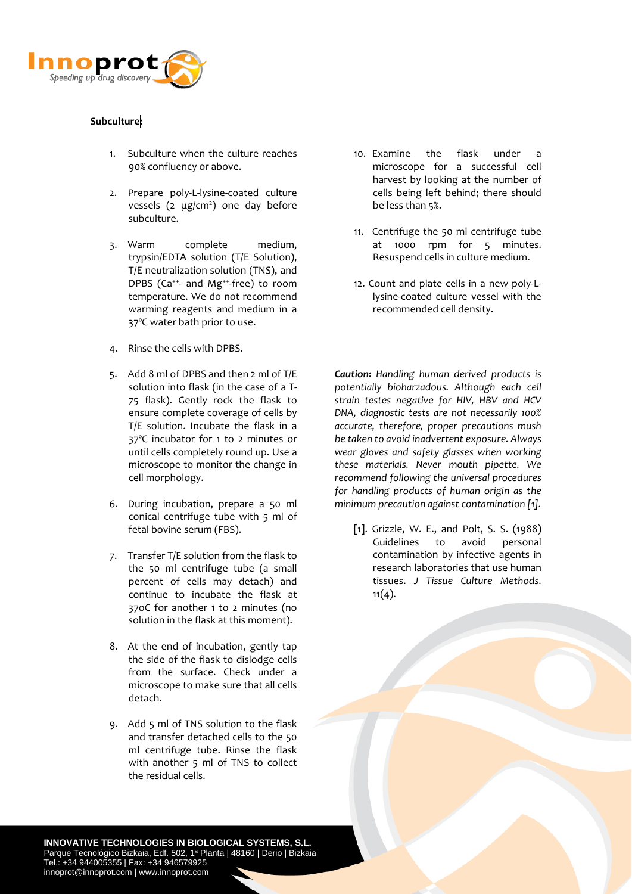**Subculture:**

1. Subculture when the culture reaches 90% confluency or above.

2. Prepare poly-L-lysine-coated culture vessels (2 μg/cm$^2$) one day before subculture.

3. Warm complete medium, trypsin/EDTA solution (T/E Solution), T/E neutralization solution (TNS), and DPBS ($Ca^{++}$- and $Mg^{++}$-free) to room temperature. We do not recommend warming reagents and medium in a 37°C water bath prior to use.

4. Rinse the cells with DPBS.

5. Add 8 ml of DPBS and then 2 ml of T/E solution into flask (in the case of a T-75 flask). Gently rock the flask to ensure complete coverage of cells by T/E solution. Incubate the flask in a 37°C incubator for 1 to 2 minutes or until cells completely round up. Use a microscope to monitor the change in cell morphology.

6. During incubation, prepare a 50 ml conical centrifuge tube with 5 ml of fetal bovine serum (FBS).

7. Transfer T/E solution from the flask to the 50 ml centrifuge tube (a small percent of cells may detach) and continue to incubate the flask at 37oC for another 1 to 2 minutes (no solution in the flask at this moment).

8. At the end of incubation, gently tap the side of the flask to dislodge cells from the surface. Check under a microscope to make sure that all cells detach.

9. Add 5 ml of TNS solution to the flask and transfer detached cells to the 50 ml centrifuge tube. Rinse the flask with another 5 ml of TNS to collect the residual cells.

10. Examine the flask under a microscope for a successful cell harvest by looking at the number of cells being left behind; there should be less than 5%.

11. Centrifuge the 50 ml centrifuge tube at 1000 rpm for 5 minutes. Resuspend cells in culture medium.

12. Count and plate cells in a new poly-L-lysine-coated culture vessel with the recommended cell density.

***Caution:*** *Handling human derived products is potentially bioharzadous. Although each cell strain testes negative for HIV, HBV and HCV DNA, diagnostic tests are not necessarily 100% accurate, therefore, proper precautions mush be taken to avoid inadvertent exposure. Always wear gloves and safety glasses when working these materials. Never mouth pipette. We recommend following the universal procedures for handling products of human origin as the minimum precaution against contamination [1].*

[1]. Grizzle, W. E., and Polt, S. S. (1988) Guidelines to avoid personal contamination by infective agents in research laboratories that use human tissues. *J Tissue Culture Methods*. 11(4).